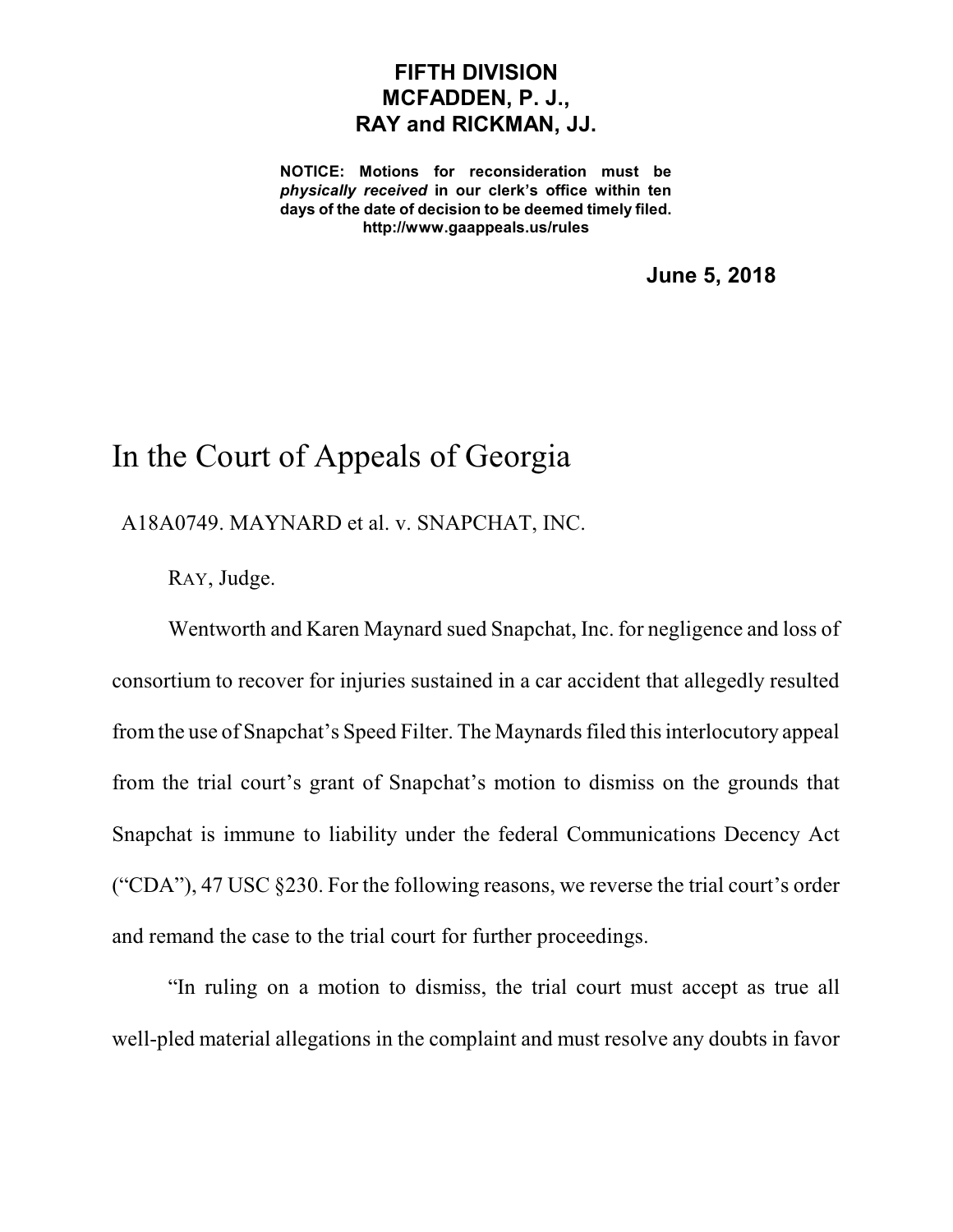**FIFTH DIVISION**
**MCFADDEN, P. J.,**
**RAY and RICKMAN, JJ.**

**NOTICE: Motions for reconsideration must be *physically received* in our clerk's office within ten days of the date of decision to be deemed timely filed.**
**http://www.gaappeals.us/rules**

**June 5, 2018**

# In the Court of Appeals of Georgia

A18A0749. MAYNARD et al. v. SNAPCHAT, INC.

RAY, Judge.

Wentworth and Karen Maynard sued Snapchat, Inc. for negligence and loss of consortium to recover for injuries sustained in a car accident that allegedly resulted from the use of Snapchat's Speed Filter. The Maynards filed this interlocutory appeal from the trial court's grant of Snapchat's motion to dismiss on the grounds that Snapchat is immune to liability under the federal Communications Decency Act ("CDA"), 47 USC §230. For the following reasons, we reverse the trial court's order and remand the case to the trial court for further proceedings.

"In ruling on a motion to dismiss, the trial court must accept as true all well-pled material allegations in the complaint and must resolve any doubts in favor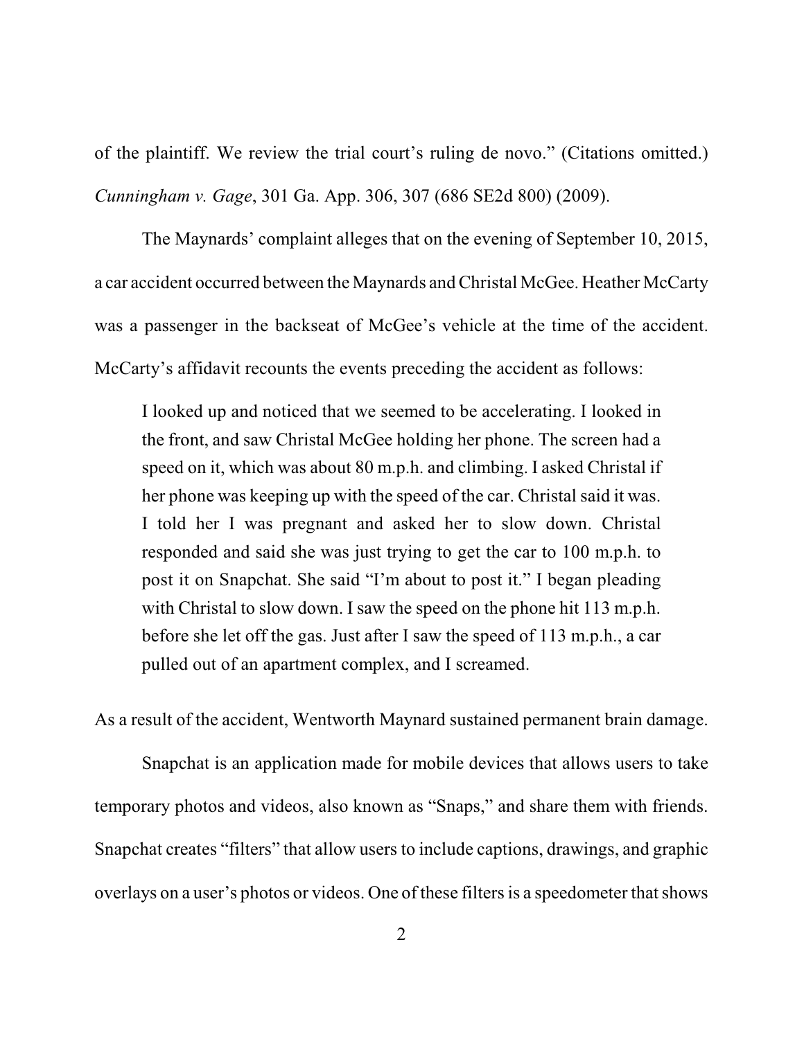of the plaintiff. We review the trial court's ruling de novo." (Citations omitted.) *Cunningham v. Gage*, 301 Ga. App. 306, 307 (686 SE2d 800) (2009).

The Maynards' complaint alleges that on the evening of September 10, 2015, a car accident occurred between the Maynards and Christal McGee. Heather McCarty was a passenger in the backseat of McGee's vehicle at the time of the accident. McCarty's affidavit recounts the events preceding the accident as follows:

> I looked up and noticed that we seemed to be accelerating. I looked in the front, and saw Christal McGee holding her phone. The screen had a speed on it, which was about 80 m.p.h. and climbing. I asked Christal if her phone was keeping up with the speed of the car. Christal said it was. I told her I was pregnant and asked her to slow down. Christal responded and said she was just trying to get the car to 100 m.p.h. to post it on Snapchat. She said "I'm about to post it." I began pleading with Christal to slow down. I saw the speed on the phone hit 113 m.p.h. before she let off the gas. Just after I saw the speed of 113 m.p.h., a car pulled out of an apartment complex, and I screamed.

As a result of the accident, Wentworth Maynard sustained permanent brain damage.

Snapchat is an application made for mobile devices that allows users to take temporary photos and videos, also known as "Snaps," and share them with friends. Snapchat creates "filters" that allow users to include captions, drawings, and graphic overlays on a user's photos or videos. One of these filters is a speedometer that shows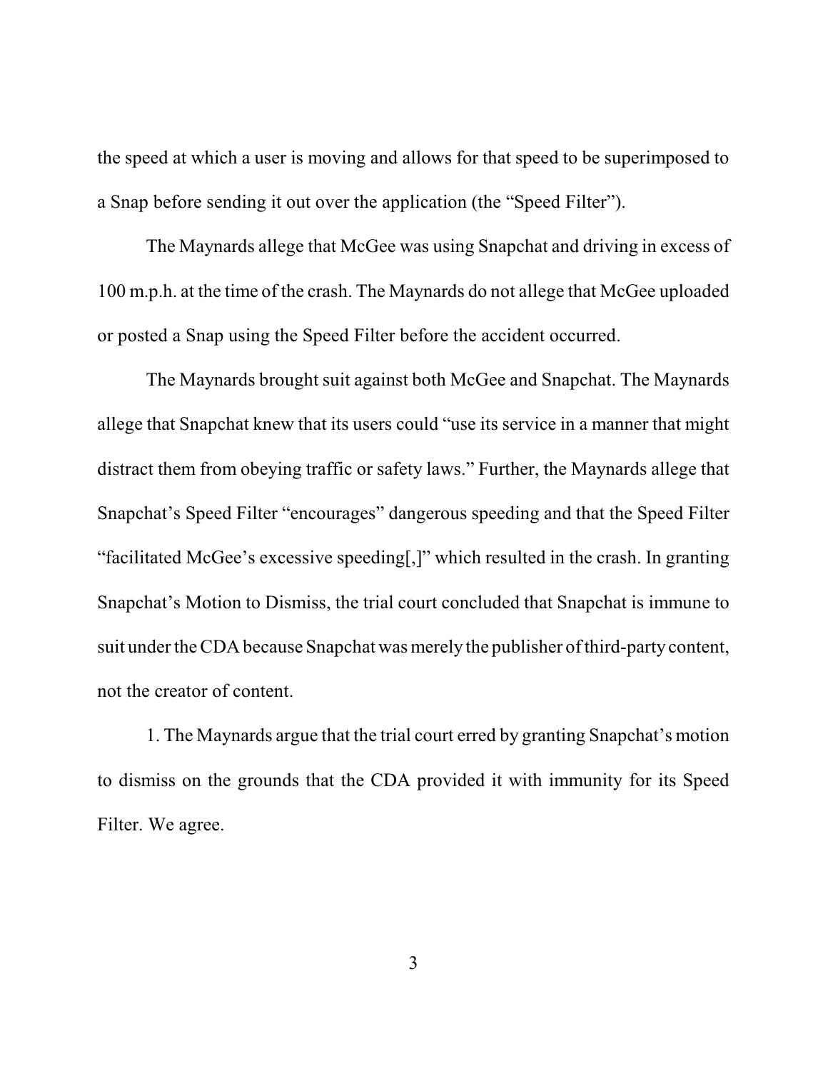the speed at which a user is moving and allows for that speed to be superimposed to a Snap before sending it out over the application (the "Speed Filter").

The Maynards allege that McGee was using Snapchat and driving in excess of 100 m.p.h. at the time of the crash. The Maynards do not allege that McGee uploaded or posted a Snap using the Speed Filter before the accident occurred.

The Maynards brought suit against both McGee and Snapchat. The Maynards allege that Snapchat knew that its users could "use its service in a manner that might distract them from obeying traffic or safety laws." Further, the Maynards allege that Snapchat's Speed Filter "encourages" dangerous speeding and that the Speed Filter "facilitated McGee's excessive speeding[,]" which resulted in the crash. In granting Snapchat's Motion to Dismiss, the trial court concluded that Snapchat is immune to suit under the CDA because Snapchat was merely the publisher of third-party content, not the creator of content.

1. The Maynards argue that the trial court erred by granting Snapchat's motion to dismiss on the grounds that the CDA provided it with immunity for its Speed Filter. We agree.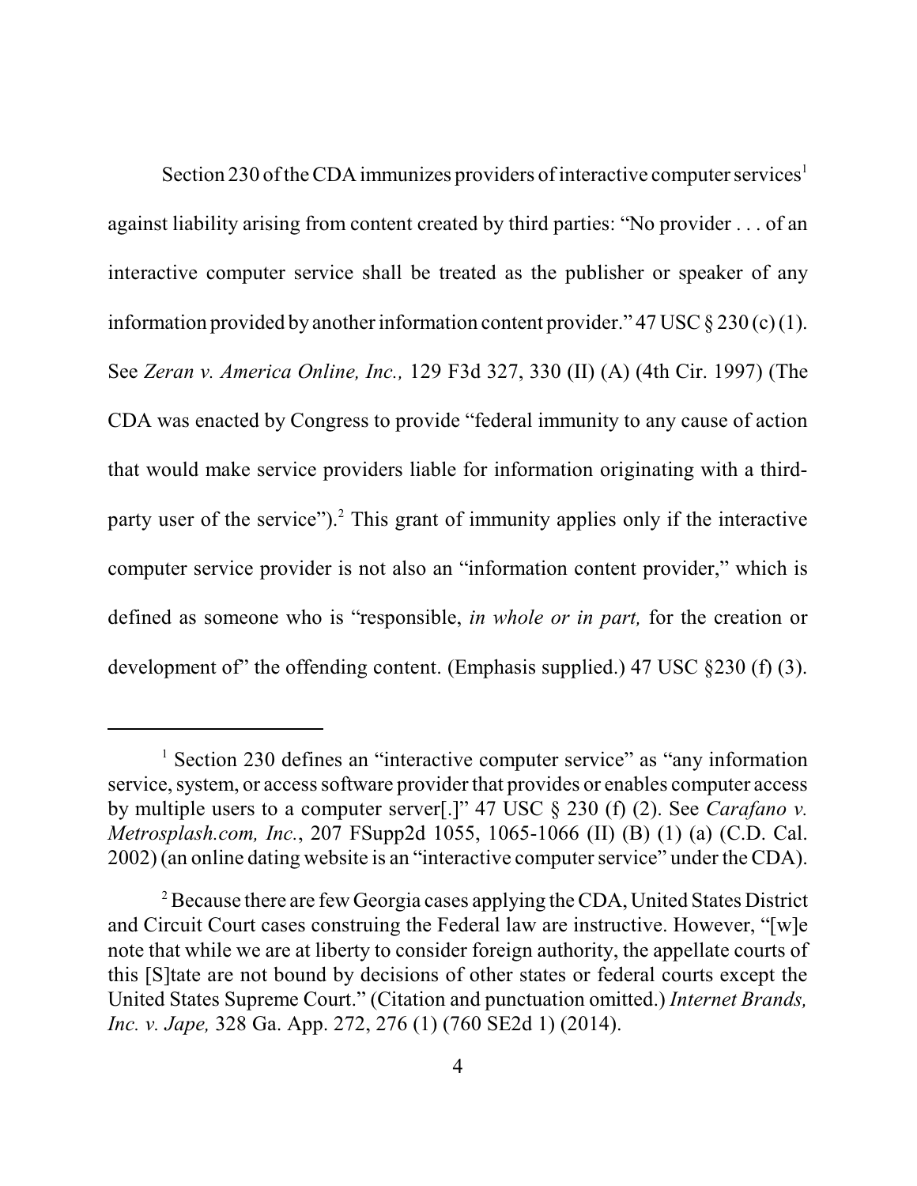Section 230 of the CDA immunizes providers of interactive computer services[1] against liability arising from content created by third parties: "No provider . . . of an interactive computer service shall be treated as the publisher or speaker of any information provided by another information content provider." 47 USC § 230 (c) (1). See *Zeran v. America Online, Inc.,* 129 F3d 327, 330 (II) (A) (4th Cir. 1997) (The CDA was enacted by Congress to provide "federal immunity to any cause of action that would make service providers liable for information originating with a third-party user of the service").[2] This grant of immunity applies only if the interactive computer service provider is not also an "information content provider," which is defined as someone who is "responsible, *in whole or in part,* for the creation or development of" the offending content. (Emphasis supplied.) 47 USC §230 (f) (3).

---

[1] Section 230 defines an "interactive computer service" as "any information service, system, or access software provider that provides or enables computer access by multiple users to a computer server[.]" 47 USC § 230 (f) (2). See *Carafano v. Metrosplash.com, Inc.*, 207 FSupp2d 1055, 1065-1066 (II) (B) (1) (a) (C.D. Cal. 2002) (an online dating website is an "interactive computer service" under the CDA).

[2] Because there are few Georgia cases applying the CDA, United States District and Circuit Court cases construing the Federal law are instructive. However, "[w]e note that while we are at liberty to consider foreign authority, the appellate courts of this [S]tate are not bound by decisions of other states or federal courts except the United States Supreme Court." (Citation and punctuation omitted.) *Internet Brands, Inc. v. Jape,* 328 Ga. App. 272, 276 (1) (760 SE2d 1) (2014).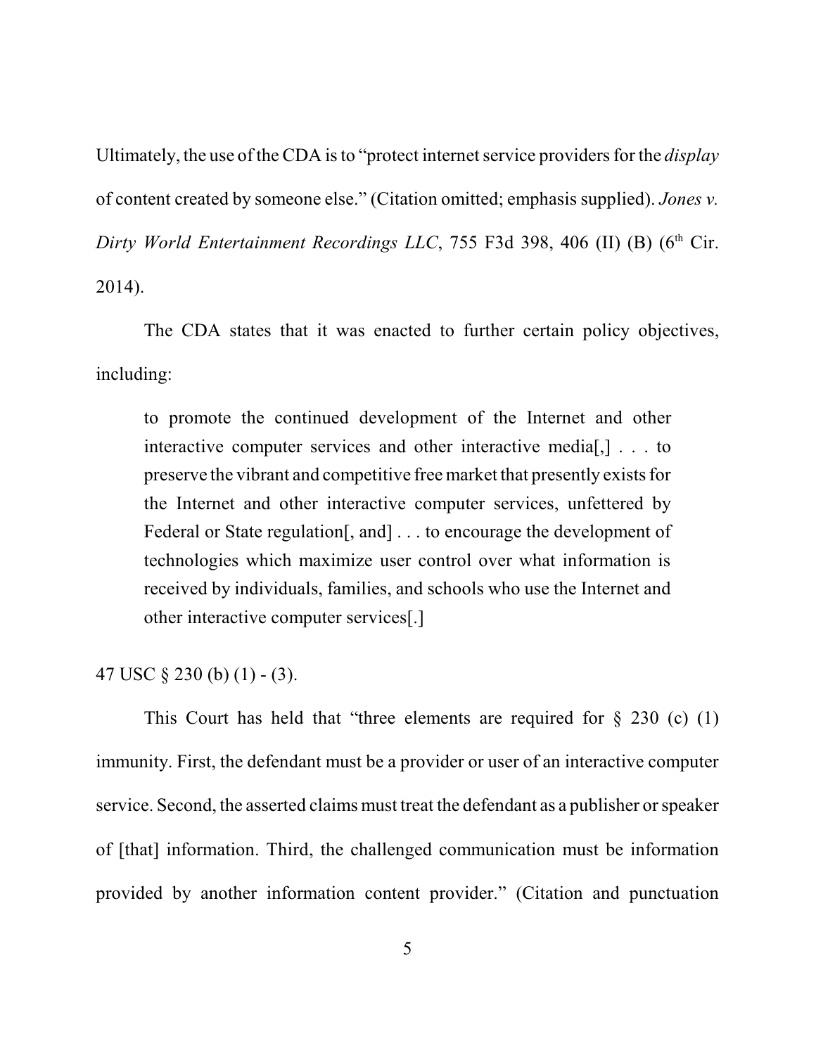Ultimately, the use of the CDA is to "protect internet service providers for the *display* of content created by someone else." (Citation omitted; emphasis supplied). *Jones v. Dirty World Entertainment Recordings LLC*, 755 F3d 398, 406 (II) (B) (6th Cir. 2014).

The CDA states that it was enacted to further certain policy objectives, including:

> to promote the continued development of the Internet and other interactive computer services and other interactive media[,] . . . to preserve the vibrant and competitive free market that presently exists for the Internet and other interactive computer services, unfettered by Federal or State regulation[, and] . . . to encourage the development of technologies which maximize user control over what information is received by individuals, families, and schools who use the Internet and other interactive computer services[.]

47 USC § 230 (b) (1) - (3).

This Court has held that "three elements are required for § 230 (c) (1) immunity. First, the defendant must be a provider or user of an interactive computer service. Second, the asserted claims must treat the defendant as a publisher or speaker of [that] information. Third, the challenged communication must be information provided by another information content provider." (Citation and punctuation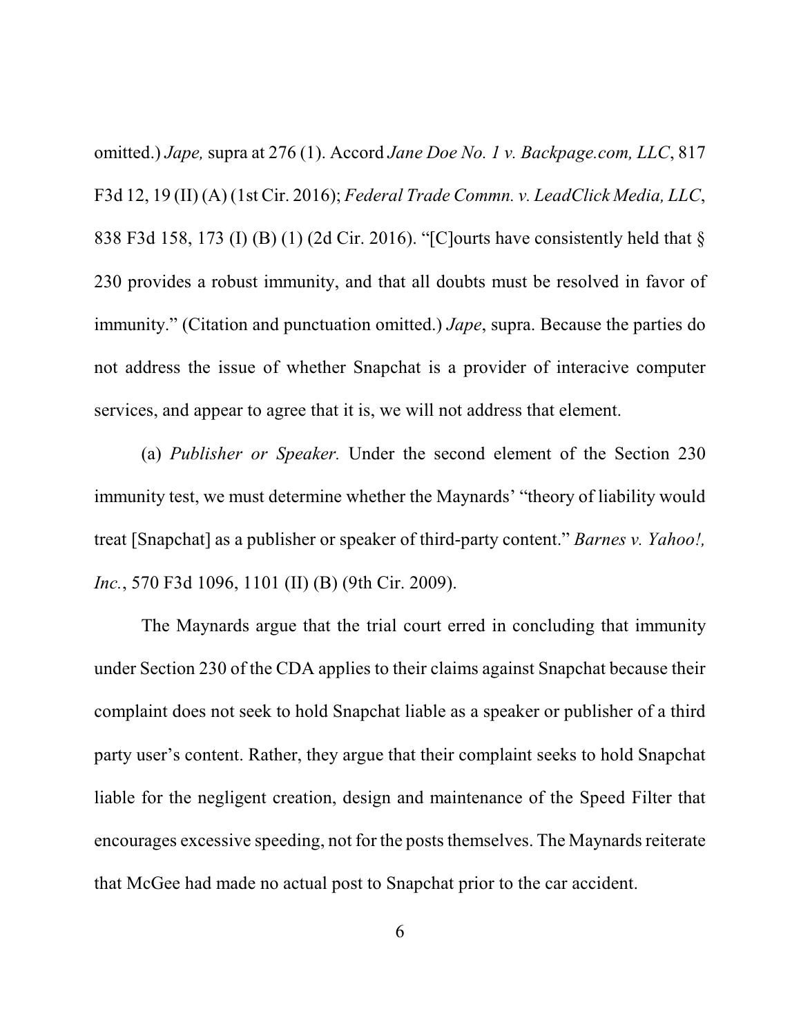omitted.) *Jape,* supra at 276 (1). Accord *Jane Doe No. 1 v. Backpage.com, LLC*, 817 F3d 12, 19 (II) (A) (1st Cir. 2016); *Federal Trade Commn. v. LeadClick Media, LLC*, 838 F3d 158, 173 (I) (B) (1) (2d Cir. 2016). "[C]ourts have consistently held that § 230 provides a robust immunity, and that all doubts must be resolved in favor of immunity." (Citation and punctuation omitted.) *Jape*, supra. Because the parties do not address the issue of whether Snapchat is a provider of interacive computer services, and appear to agree that it is, we will not address that element.

(a) *Publisher or Speaker.* Under the second element of the Section 230 immunity test, we must determine whether the Maynards' "theory of liability would treat [Snapchat] as a publisher or speaker of third-party content." *Barnes v. Yahoo!, Inc.*, 570 F3d 1096, 1101 (II) (B) (9th Cir. 2009).

The Maynards argue that the trial court erred in concluding that immunity under Section 230 of the CDA applies to their claims against Snapchat because their complaint does not seek to hold Snapchat liable as a speaker or publisher of a third party user's content. Rather, they argue that their complaint seeks to hold Snapchat liable for the negligent creation, design and maintenance of the Speed Filter that encourages excessive speeding, not for the posts themselves. The Maynards reiterate that McGee had made no actual post to Snapchat prior to the car accident.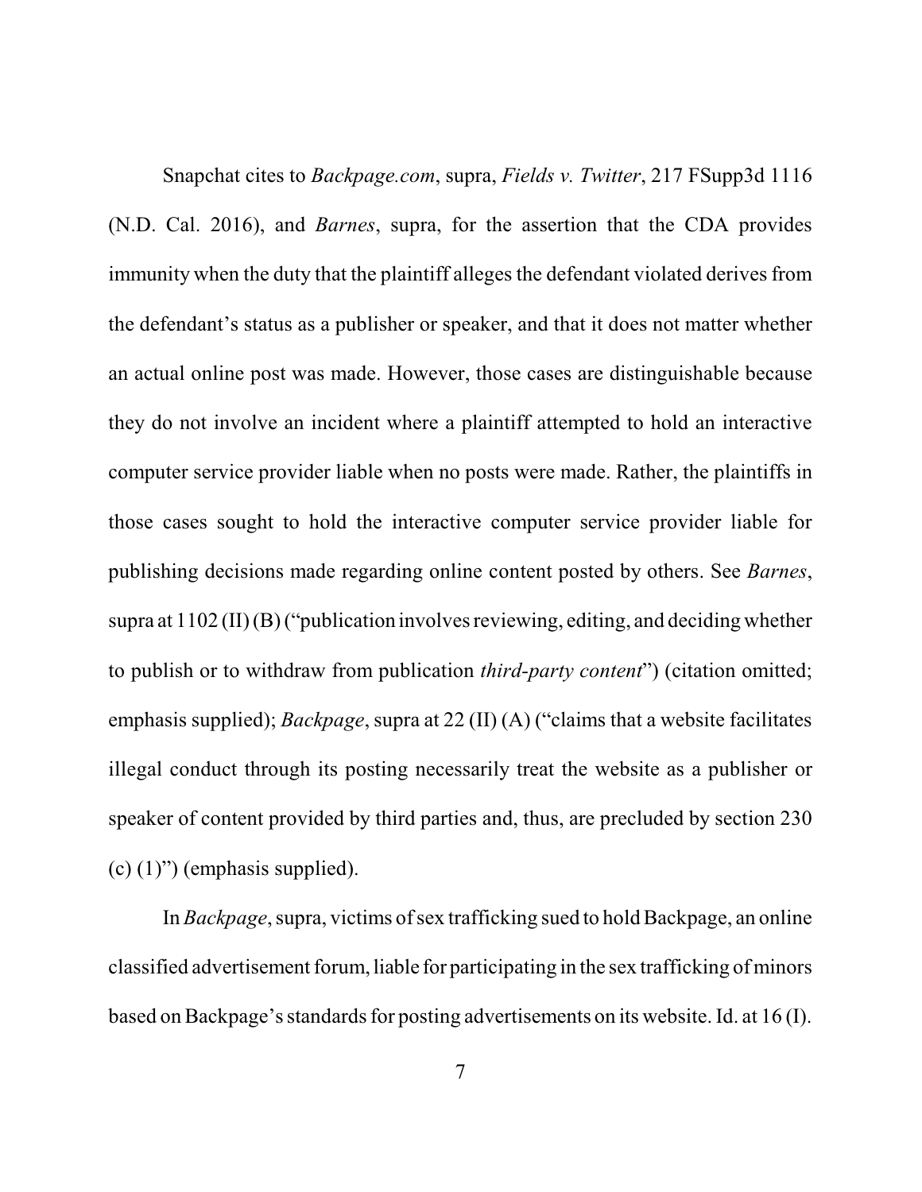Snapchat cites to *Backpage.com*, supra, *Fields v. Twitter*, 217 FSupp3d 1116 (N.D. Cal. 2016), and *Barnes*, supra, for the assertion that the CDA provides immunity when the duty that the plaintiff alleges the defendant violated derives from the defendant's status as a publisher or speaker, and that it does not matter whether an actual online post was made. However, those cases are distinguishable because they do not involve an incident where a plaintiff attempted to hold an interactive computer service provider liable when no posts were made. Rather, the plaintiffs in those cases sought to hold the interactive computer service provider liable for publishing decisions made regarding online content posted by others. See *Barnes*, supra at 1102 (II) (B) ("publication involves reviewing, editing, and deciding whether to publish or to withdraw from publication *third-party content*") (citation omitted; emphasis supplied); *Backpage*, supra at 22 (II) (A) ("claims that a website facilitates illegal conduct through its posting necessarily treat the website as a publisher or speaker of content provided by third parties and, thus, are precluded by section 230 (c) (1)") (emphasis supplied).

In *Backpage*, supra, victims of sex trafficking sued to hold Backpage, an online classified advertisement forum, liable for participating in the sex trafficking of minors based on Backpage's standards for posting advertisements on its website. Id. at 16 (I).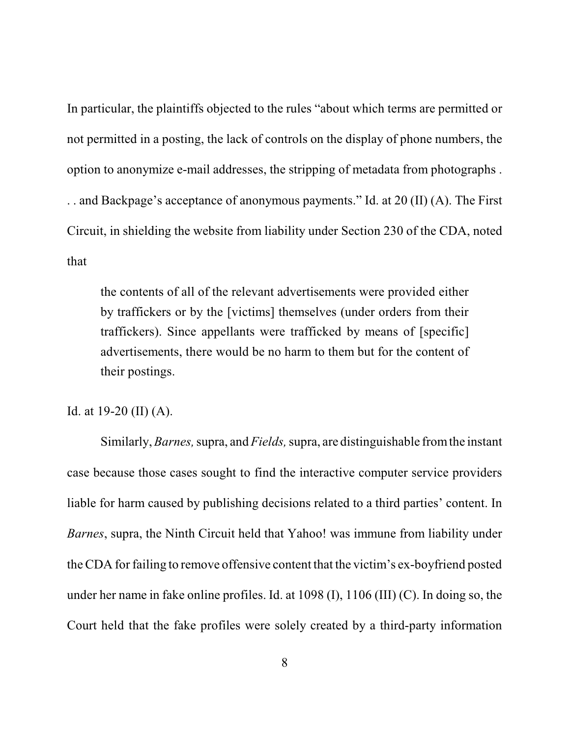In particular, the plaintiffs objected to the rules "about which terms are permitted or not permitted in a posting, the lack of controls on the display of phone numbers, the option to anonymize e-mail addresses, the stripping of metadata from photographs . . . and Backpage's acceptance of anonymous payments." Id. at 20 (II) (A). The First Circuit, in shielding the website from liability under Section 230 of the CDA, noted that

> the contents of all of the relevant advertisements were provided either by traffickers or by the [victims] themselves (under orders from their traffickers). Since appellants were trafficked by means of [specific] advertisements, there would be no harm to them but for the content of their postings.

Id. at 19-20 (II) (A).

Similarly, *Barnes,* supra, and *Fields,* supra, are distinguishable from the instant case because those cases sought to find the interactive computer service providers liable for harm caused by publishing decisions related to a third parties' content. In *Barnes*, supra, the Ninth Circuit held that Yahoo! was immune from liability under the CDA for failing to remove offensive content that the victim's ex-boyfriend posted under her name in fake online profiles. Id. at 1098 (I), 1106 (III) (C). In doing so, the Court held that the fake profiles were solely created by a third-party information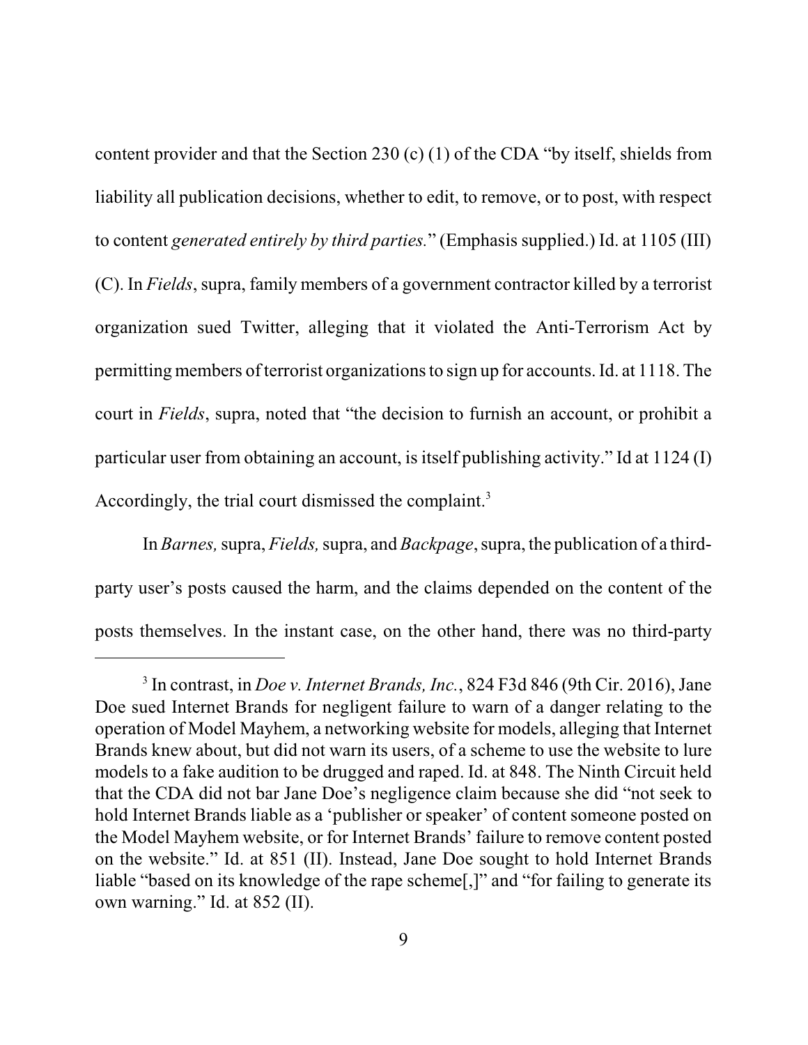content provider and that the Section 230 (c) (1) of the CDA "by itself, shields from liability all publication decisions, whether to edit, to remove, or to post, with respect to content *generated entirely by third parties.*" (Emphasis supplied.) Id. at 1105 (III) (C). In *Fields*, supra, family members of a government contractor killed by a terrorist organization sued Twitter, alleging that it violated the Anti-Terrorism Act by permitting members of terrorist organizations to sign up for accounts. Id. at 1118. The court in *Fields*, supra, noted that "the decision to furnish an account, or prohibit a particular user from obtaining an account, is itself publishing activity." Id at 1124 (I) Accordingly, the trial court dismissed the complaint.[3]

In *Barnes,* supra, *Fields,* supra, and *Backpage*, supra, the publication of a third-party user's posts caused the harm, and the claims depended on the content of the posts themselves. In the instant case, on the other hand, there was no third-party

---

[3] In contrast, in *Doe v. Internet Brands, Inc.*, 824 F3d 846 (9th Cir. 2016), Jane Doe sued Internet Brands for negligent failure to warn of a danger relating to the operation of Model Mayhem, a networking website for models, alleging that Internet Brands knew about, but did not warn its users, of a scheme to use the website to lure models to a fake audition to be drugged and raped. Id. at 848. The Ninth Circuit held that the CDA did not bar Jane Doe's negligence claim because she did "not seek to hold Internet Brands liable as a 'publisher or speaker' of content someone posted on the Model Mayhem website, or for Internet Brands' failure to remove content posted on the website." Id. at 851 (II). Instead, Jane Doe sought to hold Internet Brands liable "based on its knowledge of the rape scheme[,]" and "for failing to generate its own warning." Id. at 852 (II).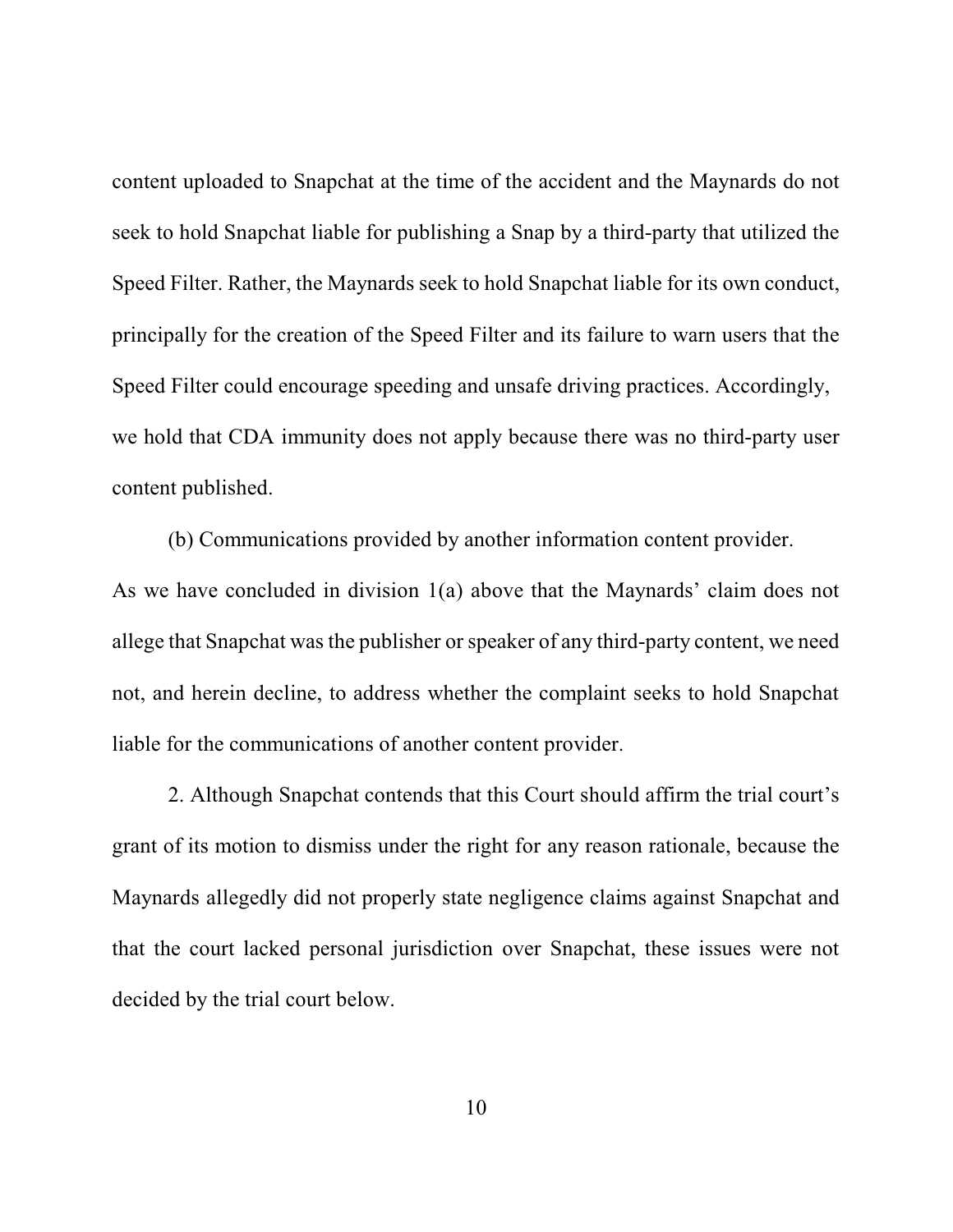content uploaded to Snapchat at the time of the accident and the Maynards do not seek to hold Snapchat liable for publishing a Snap by a third-party that utilized the Speed Filter. Rather, the Maynards seek to hold Snapchat liable for its own conduct, principally for the creation of the Speed Filter and its failure to warn users that the Speed Filter could encourage speeding and unsafe driving practices. Accordingly, we hold that CDA immunity does not apply because there was no third-party user content published.

(b) Communications provided by another information content provider. As we have concluded in division 1(a) above that the Maynards' claim does not allege that Snapchat was the publisher or speaker of any third-party content, we need not, and herein decline, to address whether the complaint seeks to hold Snapchat liable for the communications of another content provider.

2. Although Snapchat contends that this Court should affirm the trial court's grant of its motion to dismiss under the right for any reason rationale, because the Maynards allegedly did not properly state negligence claims against Snapchat and that the court lacked personal jurisdiction over Snapchat, these issues were not decided by the trial court below.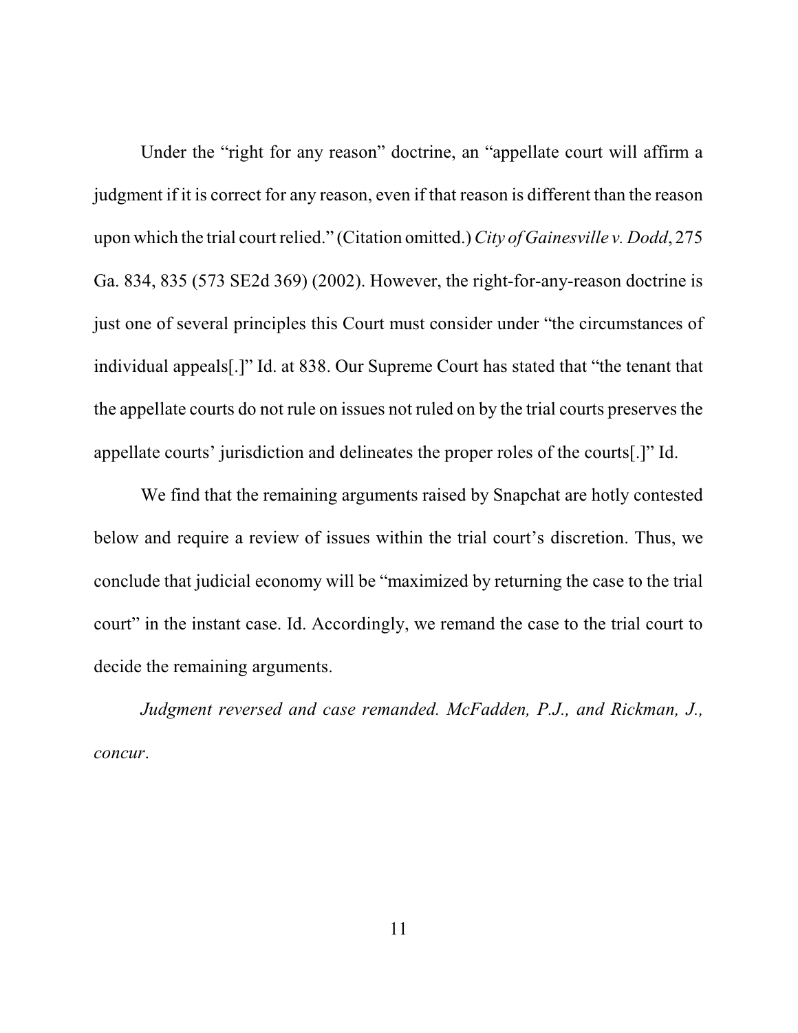Under the "right for any reason" doctrine, an "appellate court will affirm a judgment if it is correct for any reason, even if that reason is different than the reason upon which the trial court relied." (Citation omitted.) *City of Gainesville v. Dodd*, 275 Ga. 834, 835 (573 SE2d 369) (2002). However, the right-for-any-reason doctrine is just one of several principles this Court must consider under "the circumstances of individual appeals[.]" Id. at 838. Our Supreme Court has stated that "the tenant that the appellate courts do not rule on issues not ruled on by the trial courts preserves the appellate courts' jurisdiction and delineates the proper roles of the courts[.]" Id.

We find that the remaining arguments raised by Snapchat are hotly contested below and require a review of issues within the trial court's discretion. Thus, we conclude that judicial economy will be "maximized by returning the case to the trial court" in the instant case. Id. Accordingly, we remand the case to the trial court to decide the remaining arguments.

*Judgment reversed and case remanded. McFadden, P.J., and Rickman, J., concur.*